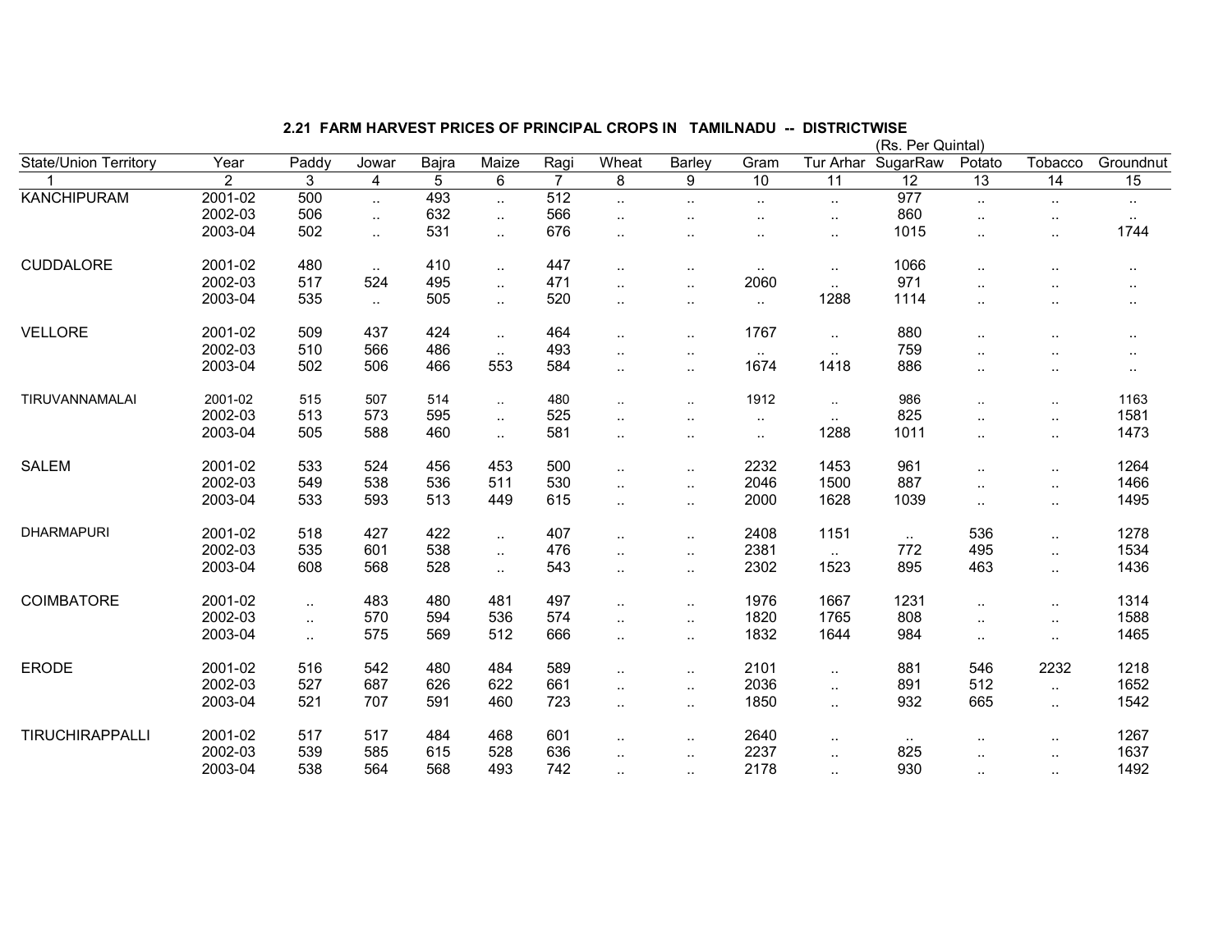## 2.21 FARM HARVEST PRICES OF PRINCIPAL CROPS IN TAMILNADU -- DISTRICTWISE

(Rs. Per Quintal)

| State/Union Territory | Year | Paddy | Jowar | Bajra | Maize | Ragi | Wheat | Barley | Gram | Tur Arhar | SugarRaw | Potato | Tobacco | Groundnut |
|---|---|---|---|---|---|---|---|---|---|---|---|---|---|---|
| 1 | 2 | 3 | 4 | 5 | 6 | 7 | 8 | 9 | 10 | 11 | 12 | 13 | 14 | 15 |
| KANCHIPURAM | 2001-02 | 500 | .. | 493 | .. | 512 | .. | .. | .. | .. | 977 | .. | .. | .. |
| | 2002-03 | 506 | .. | 632 | .. | 566 | .. | .. | .. | .. | 860 | .. | .. | .. |
| | 2003-04 | 502 | .. | 531 | .. | 676 | .. | .. | .. | .. | 1015 | .. | .. | 1744 |
| CUDDALORE | 2001-02 | 480 | .. | 410 | .. | 447 | .. | .. | .. | .. | 1066 | .. | .. | .. |
| | 2002-03 | 517 | 524 | 495 | .. | 471 | .. | .. | 2060 | .. | 971 | .. | .. | .. |
| | 2003-04 | 535 | .. | 505 | .. | 520 | .. | .. | .. | 1288 | 1114 | .. | .. | .. |
| VELLORE | 2001-02 | 509 | 437 | 424 | .. | 464 | .. | .. | 1767 | .. | 880 | .. | .. | .. |
| | 2002-03 | 510 | 566 | 486 | .. | 493 | .. | .. | .. | .. | 759 | .. | .. | .. |
| | 2003-04 | 502 | 506 | 466 | 553 | 584 | .. | .. | 1674 | 1418 | 886 | .. | .. | .. |
| TIRUVANNAMALAI | 2001-02 | 515 | 507 | 514 | .. | 480 | .. | .. | 1912 | .. | 986 | .. | .. | 1163 |
| | 2002-03 | 513 | 573 | 595 | .. | 525 | .. | .. | .. | .. | 825 | .. | .. | 1581 |
| | 2003-04 | 505 | 588 | 460 | .. | 581 | .. | .. | .. | 1288 | 1011 | .. | .. | 1473 |
| SALEM | 2001-02 | 533 | 524 | 456 | 453 | 500 | .. | .. | 2232 | 1453 | 961 | .. | .. | 1264 |
| | 2002-03 | 549 | 538 | 536 | 511 | 530 | .. | .. | 2046 | 1500 | 887 | .. | .. | 1466 |
| | 2003-04 | 533 | 593 | 513 | 449 | 615 | .. | .. | 2000 | 1628 | 1039 | .. | .. | 1495 |
| DHARMAPURI | 2001-02 | 518 | 427 | 422 | .. | 407 | .. | .. | 2408 | 1151 | .. | 536 | .. | 1278 |
| | 2002-03 | 535 | 601 | 538 | .. | 476 | .. | .. | 2381 | .. | 772 | 495 | .. | 1534 |
| | 2003-04 | 608 | 568 | 528 | .. | 543 | .. | .. | 2302 | 1523 | 895 | 463 | .. | 1436 |
| COIMBATORE | 2001-02 | .. | 483 | 480 | 481 | 497 | .. | .. | 1976 | 1667 | 1231 | .. | .. | 1314 |
| | 2002-03 | .. | 570 | 594 | 536 | 574 | .. | .. | 1820 | 1765 | 808 | .. | .. | 1588 |
| | 2003-04 | .. | 575 | 569 | 512 | 666 | .. | .. | 1832 | 1644 | 984 | .. | .. | 1465 |
| ERODE | 2001-02 | 516 | 542 | 480 | 484 | 589 | .. | .. | 2101 | .. | 881 | 546 | 2232 | 1218 |
| | 2002-03 | 527 | 687 | 626 | 622 | 661 | .. | .. | 2036 | .. | 891 | 512 | .. | 1652 |
| | 2003-04 | 521 | 707 | 591 | 460 | 723 | .. | .. | 1850 | .. | 932 | 665 | .. | 1542 |
| TIRUCHIRAPPALLI | 2001-02 | 517 | 517 | 484 | 468 | 601 | .. | .. | 2640 | .. | .. | .. | .. | 1267 |
| | 2002-03 | 539 | 585 | 615 | 528 | 636 | .. | .. | 2237 | .. | 825 | .. | .. | 1637 |
| | 2003-04 | 538 | 564 | 568 | 493 | 742 | .. | .. | 2178 | .. | 930 | .. | .. | 1492 |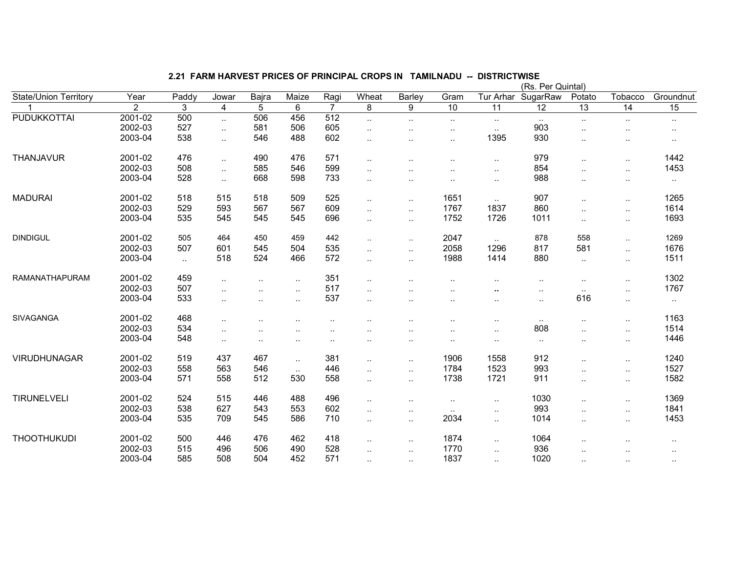## 2.21 FARM HARVEST PRICES OF PRINCIPAL CROPS IN TAMILNADU -- DISTRICTWISE

(Rs. Per Quintal)

| State/Union Territory | Year | Paddy | Jowar | Bajra | Maize | Ragi | Wheat | Barley | Gram | Tur Arhar | SugarRaw | Potato | Tobacco | Groundnut |
|---|---|---|---|---|---|---|---|---|---|---|---|---|---|---|
| 1 | 2 | 3 | 4 | 5 | 6 | 7 | 8 | 9 | 10 | 11 | 12 | 13 | 14 | 15 |
| PUDUKKOTTAI | 2001-02 | 500 | .. | 506 | 456 | 512 | .. | .. | .. | .. | .. | .. | .. | .. |
| | 2002-03 | 527 | .. | 581 | 506 | 605 | .. | .. | .. | .. | 903 | .. | .. | .. |
| | 2003-04 | 538 | .. | 546 | 488 | 602 | .. | .. | .. | 1395 | 930 | .. | .. | .. |
| THANJAVUR | 2001-02 | 476 | .. | 490 | 476 | 571 | .. | .. | .. | .. | 979 | .. | .. | 1442 |
| | 2002-03 | 508 | .. | 585 | 546 | 599 | .. | .. | .. | .. | 854 | .. | .. | 1453 |
| | 2003-04 | 528 | .. | 668 | 598 | 733 | .. | .. | .. | .. | 988 | .. | .. | .. |
| MADURAI | 2001-02 | 518 | 515 | 518 | 509 | 525 | .. | .. | 1651 | .. | 907 | .. | .. | 1265 |
| | 2002-03 | 529 | 593 | 567 | 567 | 609 | .. | .. | 1767 | 1837 | 860 | .. | .. | 1614 |
| | 2003-04 | 535 | 545 | 545 | 545 | 696 | .. | .. | 1752 | 1726 | 1011 | .. | .. | 1693 |
| DINDIGUL | 2001-02 | 505 | 464 | 450 | 459 | 442 | .. | .. | 2047 | .. | 878 | 558 | .. | 1269 |
| | 2002-03 | 507 | 601 | 545 | 504 | 535 | .. | .. | 2058 | 1296 | 817 | 581 | .. | 1676 |
| | 2003-04 | .. | 518 | 524 | 466 | 572 | .. | .. | 1988 | 1414 | 880 | .. | .. | 1511 |
| RAMANATHAPURAM | 2001-02 | 459 | .. | .. | .. | 351 | .. | .. | .. | .. | .. | .. | .. | 1302 |
| | 2002-03 | 507 | .. | .. | .. | 517 | .. | .. | .. | .. | .. | .. | .. | 1767 |
| | 2003-04 | 533 | .. | .. | .. | 537 | .. | .. | .. | .. | .. | 616 | .. | .. |
| SIVAGANGA | 2001-02 | 468 | .. | .. | .. | .. | .. | .. | .. | .. | .. | .. | .. | 1163 |
| | 2002-03 | 534 | .. | .. | .. | .. | .. | .. | .. | .. | 808 | .. | .. | 1514 |
| | 2003-04 | 548 | .. | .. | .. | .. | .. | .. | .. | .. | .. | .. | .. | 1446 |
| VIRUDHUNAGAR | 2001-02 | 519 | 437 | 467 | .. | 381 | .. | .. | 1906 | 1558 | 912 | .. | .. | 1240 |
| | 2002-03 | 558 | 563 | 546 | .. | 446 | .. | .. | 1784 | 1523 | 993 | .. | .. | 1527 |
| | 2003-04 | 571 | 558 | 512 | 530 | 558 | .. | .. | 1738 | 1721 | 911 | .. | .. | 1582 |
| TIRUNELVELI | 2001-02 | 524 | 515 | 446 | 488 | 496 | .. | .. | .. | .. | 1030 | .. | .. | 1369 |
| | 2002-03 | 538 | 627 | 543 | 553 | 602 | .. | .. | .. | .. | 993 | .. | .. | 1841 |
| | 2003-04 | 535 | 709 | 545 | 586 | 710 | .. | .. | 2034 | .. | 1014 | .. | .. | 1453 |
| THOOTHUKUDI | 2001-02 | 500 | 446 | 476 | 462 | 418 | .. | .. | 1874 | .. | 1064 | .. | .. | .. |
| | 2002-03 | 515 | 496 | 506 | 490 | 528 | .. | .. | 1770 | .. | 936 | .. | .. | .. |
| | 2003-04 | 585 | 508 | 504 | 452 | 571 | .. | .. | 1837 | .. | 1020 | .. | .. | .. |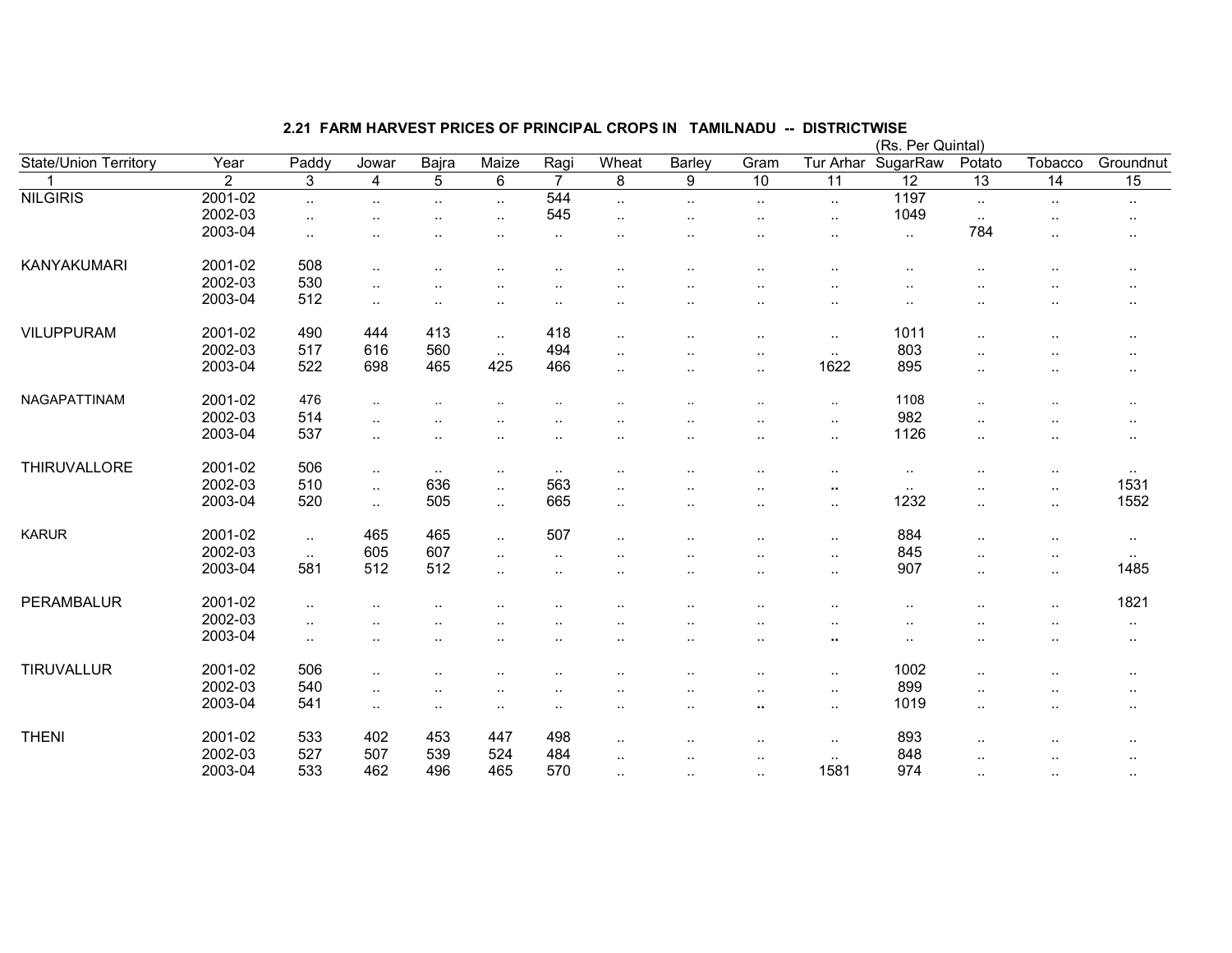## 2.21 FARM HARVEST PRICES OF PRINCIPAL CROPS IN TAMILNADU -- DISTRICTWISE

(Rs. Per Quintal)

| State/Union Territory | Year | Paddy | Jowar | Bajra | Maize | Ragi | Wheat | Barley | Gram | Tur Arhar | SugarRaw | Potato | Tobacco | Groundnut |
|---|---|---|---|---|---|---|---|---|---|---|---|---|---|---|
| 1 | 2 | 3 | 4 | 5 | 6 | 7 | 8 | 9 | 10 | 11 | 12 | 13 | 14 | 15 |
| NILGIRIS | 2001-02 | .. | .. | .. | .. | 544 | .. | .. | .. | .. | 1197 | .. | .. | .. |
| | 2002-03 | .. | .. | .. | .. | 545 | .. | .. | .. | .. | 1049 | .. | .. | .. |
| | 2003-04 | .. | .. | .. | .. | .. | .. | .. | .. | .. | .. | 784 | .. | .. |
| KANYAKUMARI | 2001-02 | 508 | .. | .. | .. | .. | .. | .. | .. | .. | .. | .. | .. | .. |
| | 2002-03 | 530 | .. | .. | .. | .. | .. | .. | .. | .. | .. | .. | .. | .. |
| | 2003-04 | 512 | .. | .. | .. | .. | .. | .. | .. | .. | .. | .. | .. | .. |
| VILUPPURAM | 2001-02 | 490 | 444 | 413 | .. | 418 | .. | .. | .. | .. | 1011 | .. | .. | .. |
| | 2002-03 | 517 | 616 | 560 | .. | 494 | .. | .. | .. | .. | 803 | .. | .. | .. |
| | 2003-04 | 522 | 698 | 465 | 425 | 466 | .. | .. | .. | 1622 | 895 | .. | .. | .. |
| NAGAPATTINAM | 2001-02 | 476 | .. | .. | .. | .. | .. | .. | .. | .. | 1108 | .. | .. | .. |
| | 2002-03 | 514 | .. | .. | .. | .. | .. | .. | .. | .. | 982 | .. | .. | .. |
| | 2003-04 | 537 | .. | .. | .. | .. | .. | .. | .. | .. | 1126 | .. | .. | .. |
| THIRUVALLORE | 2001-02 | 506 | .. | .. | .. | .. | .. | .. | .. | .. | .. | .. | .. | .. |
| | 2002-03 | 510 | .. | 636 | .. | 563 | .. | .. | .. | .. | .. | .. | .. | 1531 |
| | 2003-04 | 520 | .. | 505 | .. | 665 | .. | .. | .. | .. | 1232 | .. | .. | 1552 |
| KARUR | 2001-02 | .. | 465 | 465 | .. | 507 | .. | .. | .. | .. | 884 | .. | .. | .. |
| | 2002-03 | .. | 605 | 607 | .. | .. | .. | .. | .. | .. | 845 | .. | .. | .. |
| | 2003-04 | 581 | 512 | 512 | .. | .. | .. | .. | .. | .. | 907 | .. | .. | 1485 |
| PERAMBALUR | 2001-02 | .. | .. | .. | .. | .. | .. | .. | .. | .. | .. | .. | .. | 1821 |
| | 2002-03 | .. | .. | .. | .. | .. | .. | .. | .. | .. | .. | .. | .. | .. |
| | 2003-04 | .. | .. | .. | .. | .. | .. | .. | .. | .. | .. | .. | .. | .. |
| TIRUVALLUR | 2001-02 | 506 | .. | .. | .. | .. | .. | .. | .. | .. | 1002 | .. | .. | .. |
| | 2002-03 | 540 | .. | .. | .. | .. | .. | .. | .. | .. | 899 | .. | .. | .. |
| | 2003-04 | 541 | .. | .. | .. | .. | .. | .. | .. | .. | 1019 | .. | .. | .. |
| THENI | 2001-02 | 533 | 402 | 453 | 447 | 498 | .. | .. | .. | .. | 893 | .. | .. | .. |
| | 2002-03 | 527 | 507 | 539 | 524 | 484 | .. | .. | .. | .. | 848 | .. | .. | .. |
| | 2003-04 | 533 | 462 | 496 | 465 | 570 | .. | .. | .. | 1581 | 974 | .. | .. | .. |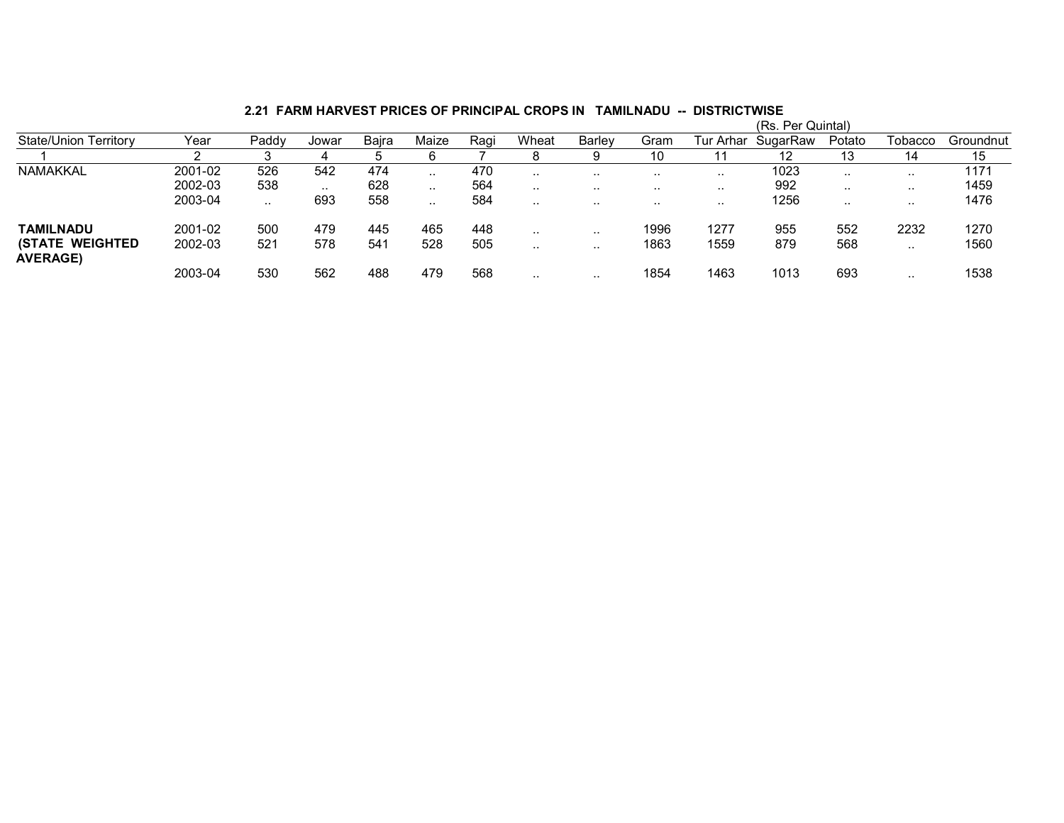**2.21 FARM HARVEST PRICES OF PRINCIPAL CROPS IN TAMILNADU -- DISTRICTWISE**

(Rs. Per Quintal)

| State/Union Territory | Year | Paddy | Jowar | Bajra | Maize | Ragi | Wheat | Barley | Gram | Tur Arhar | SugarRaw | Potato | Tobacco | Groundnut |
|---|---|---|---|---|---|---|---|---|---|---|---|---|---|---|
| 1 | 2 | 3 | 4 | 5 | 6 | 7 | 8 | 9 | 10 | 11 | 12 | 13 | 14 | 15 |
| NAMAKKAL | 2001-02 | 526 | 542 | 474 | .. | 470 | .. | .. | .. | .. | 1023 | .. | .. | 1171 |
| | 2002-03 | 538 | .. | 628 | .. | 564 | .. | .. | .. | .. | 992 | .. | .. | 1459 |
| | 2003-04 | .. | 693 | 558 | .. | 584 | .. | .. | .. | .. | 1256 | .. | .. | 1476 |
| **TAMILNADU** | 2001-02 | 500 | 479 | 445 | 465 | 448 | .. | .. | 1996 | 1277 | 955 | 552 | 2232 | 1270 |
| **(STATE WEIGHTED AVERAGE)** | 2002-03 | 521 | 578 | 541 | 528 | 505 | .. | .. | 1863 | 1559 | 879 | 568 | .. | 1560 |
| | 2003-04 | 530 | 562 | 488 | 479 | 568 | .. | .. | 1854 | 1463 | 1013 | 693 | .. | 1538 |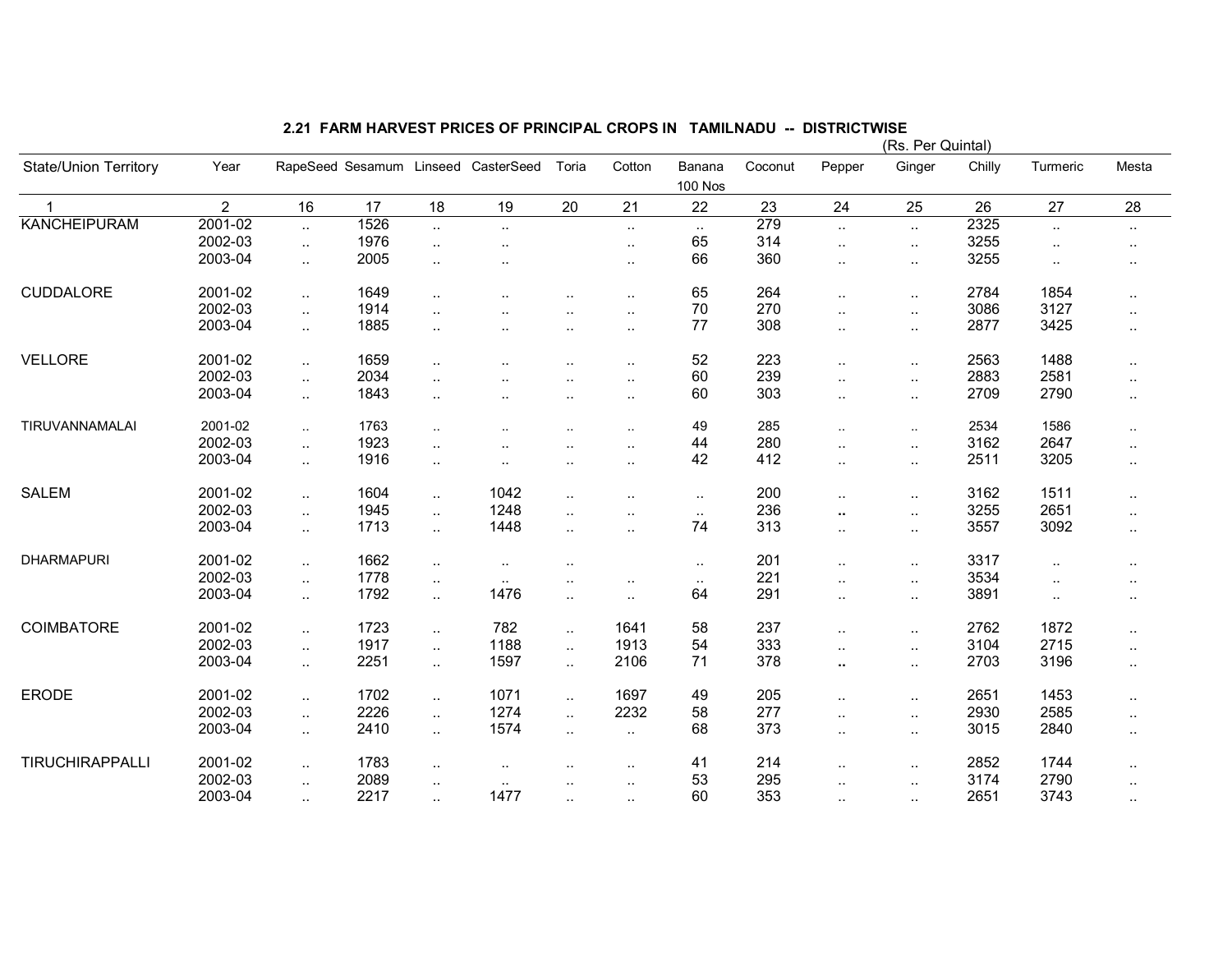## 2.21 FARM HARVEST PRICES OF PRINCIPAL CROPS IN TAMILNADU -- DISTRICTWISE

(Rs. Per Quintal)

| State/Union Territory | Year | RapeSeed | Sesamum | Linseed | CasterSeed | Toria | Cotton | Banana 100 Nos | Coconut | Pepper | Ginger | Chilly | Turmeric | Mesta |
|---|---|---|---|---|---|---|---|---|---|---|---|---|---|---|
| 1 | 2 | 16 | 17 | 18 | 19 | 20 | 21 | 22 | 23 | 24 | 25 | 26 | 27 | 28 |
| KANCHEIPURAM | 2001-02 | .. | 1526 | .. | .. | | .. | .. | 279 | .. | .. | 2325 | .. | .. |
| | 2002-03 | .. | 1976 | .. | .. | | .. | 65 | 314 | .. | .. | 3255 | .. | .. |
| | 2003-04 | .. | 2005 | .. | .. | | .. | 66 | 360 | .. | .. | 3255 | .. | .. |
| CUDDALORE | 2001-02 | .. | 1649 | .. | .. | .. | .. | 65 | 264 | .. | .. | 2784 | 1854 | .. |
| | 2002-03 | .. | 1914 | .. | .. | .. | .. | 70 | 270 | .. | .. | 3086 | 3127 | .. |
| | 2003-04 | .. | 1885 | .. | .. | .. | .. | 77 | 308 | .. | .. | 2877 | 3425 | .. |
| VELLORE | 2001-02 | .. | 1659 | .. | .. | .. | .. | 52 | 223 | .. | .. | 2563 | 1488 | .. |
| | 2002-03 | .. | 2034 | .. | .. | .. | .. | 60 | 239 | .. | .. | 2883 | 2581 | .. |
| | 2003-04 | .. | 1843 | .. | .. | .. | .. | 60 | 303 | .. | .. | 2709 | 2790 | .. |
| TIRUVANNAMALAI | 2001-02 | .. | 1763 | .. | .. | .. | .. | 49 | 285 | .. | .. | 2534 | 1586 | .. |
| | 2002-03 | .. | 1923 | .. | .. | .. | .. | 44 | 280 | .. | .. | 3162 | 2647 | .. |
| | 2003-04 | .. | 1916 | .. | .. | .. | .. | 42 | 412 | .. | .. | 2511 | 3205 | .. |
| SALEM | 2001-02 | .. | 1604 | .. | 1042 | .. | .. | .. | 200 | .. | .. | 3162 | 1511 | .. |
| | 2002-03 | .. | 1945 | .. | 1248 | .. | .. | .. | 236 | .. | .. | 3255 | 2651 | .. |
| | 2003-04 | .. | 1713 | .. | 1448 | .. | .. | 74 | 313 | .. | .. | 3557 | 3092 | .. |
| DHARMAPURI | 2001-02 | .. | 1662 | .. | .. | .. | | .. | 201 | .. | .. | 3317 | .. | .. |
| | 2002-03 | .. | 1778 | .. | .. | .. | .. | .. | 221 | .. | .. | 3534 | .. | .. |
| | 2003-04 | .. | 1792 | .. | 1476 | .. | .. | 64 | 291 | .. | .. | 3891 | .. | .. |
| COIMBATORE | 2001-02 | .. | 1723 | .. | 782 | .. | 1641 | 58 | 237 | .. | .. | 2762 | 1872 | .. |
| | 2002-03 | .. | 1917 | .. | 1188 | .. | 1913 | 54 | 333 | .. | .. | 3104 | 2715 | .. |
| | 2003-04 | .. | 2251 | .. | 1597 | .. | 2106 | 71 | 378 | .. | .. | 2703 | 3196 | .. |
| ERODE | 2001-02 | .. | 1702 | .. | 1071 | .. | 1697 | 49 | 205 | .. | .. | 2651 | 1453 | .. |
| | 2002-03 | .. | 2226 | .. | 1274 | .. | 2232 | 58 | 277 | .. | .. | 2930 | 2585 | .. |
| | 2003-04 | .. | 2410 | .. | 1574 | .. | .. | 68 | 373 | .. | .. | 3015 | 2840 | .. |
| TIRUCHIRAPPALLI | 2001-02 | .. | 1783 | .. | .. | .. | .. | 41 | 214 | .. | .. | 2852 | 1744 | .. |
| | 2002-03 | .. | 2089 | .. | .. | .. | .. | 53 | 295 | .. | .. | 3174 | 2790 | .. |
| | 2003-04 | .. | 2217 | .. | 1477 | .. | .. | 60 | 353 | .. | .. | 2651 | 3743 | .. |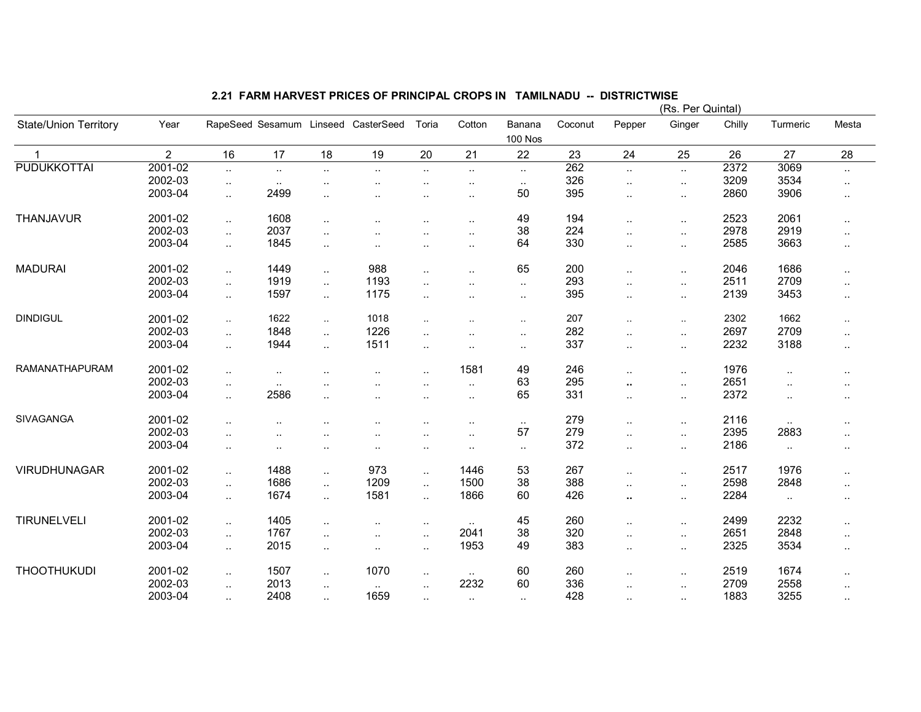## 2.21 FARM HARVEST PRICES OF PRINCIPAL CROPS IN TAMILNADU -- DISTRICTWISE

(Rs. Per Quintal)

| State/Union Territory | Year | RapeSeed | Sesamum | Linseed | CasterSeed | Toria | Cotton | Banana 100 Nos | Coconut | Pepper | Ginger | Chilly | Turmeric | Mesta |
|---|---|---|---|---|---|---|---|---|---|---|---|---|---|---|
| 1 | 2 | 16 | 17 | 18 | 19 | 20 | 21 | 22 | 23 | 24 | 25 | 26 | 27 | 28 |
| PUDUKKOTTAI | 2001-02 | .. | .. | .. | .. | .. | .. | .. | 262 | .. | .. | 2372 | 3069 | .. |
| | 2002-03 | .. | .. | .. | .. | .. | .. | .. | 326 | .. | .. | 3209 | 3534 | .. |
| | 2003-04 | .. | 2499 | .. | .. | .. | .. | 50 | 395 | .. | .. | 2860 | 3906 | .. |
| THANJAVUR | 2001-02 | .. | 1608 | .. | .. | .. | .. | 49 | 194 | .. | .. | 2523 | 2061 | .. |
| | 2002-03 | .. | 2037 | .. | .. | .. | .. | 38 | 224 | .. | .. | 2978 | 2919 | .. |
| | 2003-04 | .. | 1845 | .. | .. | .. | .. | 64 | 330 | .. | .. | 2585 | 3663 | .. |
| MADURAI | 2001-02 | .. | 1449 | .. | 988 | .. | .. | 65 | 200 | .. | .. | 2046 | 1686 | .. |
| | 2002-03 | .. | 1919 | .. | 1193 | .. | .. | .. | 293 | .. | .. | 2511 | 2709 | .. |
| | 2003-04 | .. | 1597 | .. | 1175 | .. | .. | .. | 395 | .. | .. | 2139 | 3453 | .. |
| DINDIGUL | 2001-02 | .. | 1622 | .. | 1018 | .. | .. | .. | 207 | .. | .. | 2302 | 1662 | .. |
| | 2002-03 | .. | 1848 | .. | 1226 | .. | .. | .. | 282 | .. | .. | 2697 | 2709 | .. |
| | 2003-04 | .. | 1944 | .. | 1511 | .. | .. | .. | 337 | .. | .. | 2232 | 3188 | .. |
| RAMANATHAPURAM | 2001-02 | .. | .. | .. | .. | .. | 1581 | 49 | 246 | .. | .. | 1976 | .. | .. |
| | 2002-03 | .. | .. | .. | .. | .. | .. | 63 | 295 | .. | .. | 2651 | .. | .. |
| | 2003-04 | .. | 2586 | .. | .. | .. | .. | 65 | 331 | .. | .. | 2372 | .. | .. |
| SIVAGANGA | 2001-02 | .. | .. | .. | .. | .. | .. | .. | 279 | .. | .. | 2116 | .. | .. |
| | 2002-03 | .. | .. | .. | .. | .. | .. | 57 | 279 | .. | .. | 2395 | 2883 | .. |
| | 2003-04 | .. | .. | .. | .. | .. | .. | .. | 372 | .. | .. | 2186 | .. | .. |
| VIRUDHUNAGAR | 2001-02 | .. | 1488 | .. | 973 | .. | 1446 | 53 | 267 | .. | .. | 2517 | 1976 | .. |
| | 2002-03 | .. | 1686 | .. | 1209 | .. | 1500 | 38 | 388 | .. | .. | 2598 | 2848 | .. |
| | 2003-04 | .. | 1674 | .. | 1581 | .. | 1866 | 60 | 426 | .. | .. | 2284 | .. | .. |
| TIRUNELVELI | 2001-02 | .. | 1405 | .. | .. | .. | .. | 45 | 260 | .. | .. | 2499 | 2232 | .. |
| | 2002-03 | .. | 1767 | .. | .. | .. | 2041 | 38 | 320 | .. | .. | 2651 | 2848 | .. |
| | 2003-04 | .. | 2015 | .. | .. | .. | 1953 | 49 | 383 | .. | .. | 2325 | 3534 | .. |
| THOOTHUKUDI | 2001-02 | .. | 1507 | .. | 1070 | .. | .. | 60 | 260 | .. | .. | 2519 | 1674 | .. |
| | 2002-03 | .. | 2013 | .. | .. | .. | 2232 | 60 | 336 | .. | .. | 2709 | 2558 | .. |
| | 2003-04 | .. | 2408 | .. | 1659 | .. | .. | .. | 428 | .. | .. | 1883 | 3255 | .. |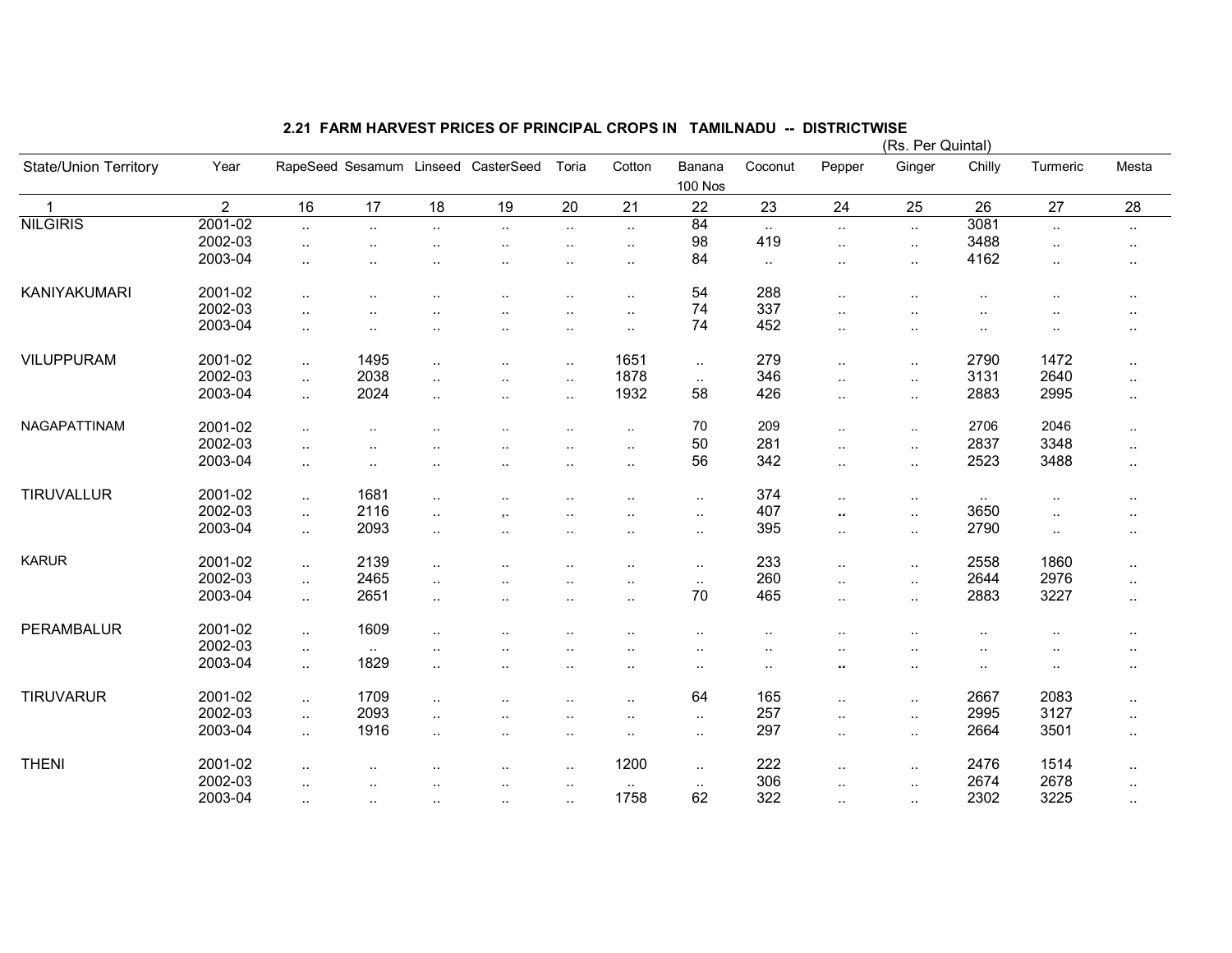## 2.21 FARM HARVEST PRICES OF PRINCIPAL CROPS IN TAMILNADU -- DISTRICTWISE

(Rs. Per Quintal)

| State/Union Territory | Year | RapeSeed | Sesamum | Linseed | CasterSeed | Toria | Cotton | Banana 100 Nos | Coconut | Pepper | Ginger | Chilly | Turmeric | Mesta |
|---|---|---|---|---|---|---|---|---|---|---|---|---|---|---|
| 1 | 2 | 16 | 17 | 18 | 19 | 20 | 21 | 22 | 23 | 24 | 25 | 26 | 27 | 28 |
| NILGIRIS | 2001-02 | .. | .. | .. | .. | .. | .. | 84 | .. | .. | .. | 3081 | .. | .. |
| | 2002-03 | .. | .. | .. | .. | .. | .. | 98 | 419 | .. | .. | 3488 | .. | .. |
| | 2003-04 | .. | .. | .. | .. | .. | .. | 84 | .. | .. | .. | 4162 | .. | .. |
| KANIYAKUMARI | 2001-02 | .. | .. | .. | .. | .. | .. | 54 | 288 | .. | .. | .. | .. | .. |
| | 2002-03 | .. | .. | .. | .. | .. | .. | 74 | 337 | .. | .. | .. | .. | .. |
| | 2003-04 | .. | .. | .. | .. | .. | .. | 74 | 452 | .. | .. | .. | .. | .. |
| VILUPPURAM | 2001-02 | .. | 1495 | .. | .. | .. | 1651 | .. | 279 | .. | .. | 2790 | 1472 | .. |
| | 2002-03 | .. | 2038 | .. | .. | .. | 1878 | .. | 346 | .. | .. | 3131 | 2640 | .. |
| | 2003-04 | .. | 2024 | .. | .. | .. | 1932 | 58 | 426 | .. | .. | 2883 | 2995 | .. |
| NAGAPATTINAM | 2001-02 | .. | .. | .. | .. | .. | .. | 70 | 209 | .. | .. | 2706 | 2046 | .. |
| | 2002-03 | .. | .. | .. | .. | .. | .. | 50 | 281 | .. | .. | 2837 | 3348 | .. |
| | 2003-04 | .. | .. | .. | .. | .. | .. | 56 | 342 | .. | .. | 2523 | 3488 | .. |
| TIRUVALLUR | 2001-02 | .. | 1681 | .. | .. | .. | .. | .. | 374 | .. | .. | .. | .. | .. |
| | 2002-03 | .. | 2116 | .. | ,. | .. | .. | .. | 407 | .. | .. | 3650 | .. | .. |
| | 2003-04 | .. | 2093 | .. | .. | .. | .. | .. | 395 | .. | .. | 2790 | .. | .. |
| KARUR | 2001-02 | .. | 2139 | .. | .. | .. | .. | .. | 233 | .. | .. | 2558 | 1860 | .. |
| | 2002-03 | .. | 2465 | .. | .. | .. | .. | .. | 260 | .. | .. | 2644 | 2976 | .. |
| | 2003-04 | .. | 2651 | .. | .. | .. | .. | 70 | 465 | .. | .. | 2883 | 3227 | .. |
| PERAMBALUR | 2001-02 | .. | 1609 | .. | .. | .. | .. | .. | .. | .. | .. | .. | .. | .. |
| | 2002-03 | .. | .. | .. | .. | .. | .. | .. | .. | .. | .. | .. | .. | .. |
| | 2003-04 | .. | 1829 | .. | .. | .. | .. | .. | .. | .. | .. | .. | .. | .. |
| TIRUVARUR | 2001-02 | .. | 1709 | .. | .. | .. | .. | 64 | 165 | .. | .. | 2667 | 2083 | .. |
| | 2002-03 | .. | 2093 | .. | .. | .. | .. | .. | 257 | .. | .. | 2995 | 3127 | .. |
| | 2003-04 | .. | 1916 | .. | .. | .. | .. | .. | 297 | .. | .. | 2664 | 3501 | .. |
| THENI | 2001-02 | .. | .. | .. | .. | .. | 1200 | .. | 222 | .. | .. | 2476 | 1514 | .. |
| | 2002-03 | .. | .. | .. | .. | .. | .. | .. | 306 | .. | .. | 2674 | 2678 | .. |
| | 2003-04 | .. | .. | .. | .. | .. | 1758 | 62 | 322 | .. | .. | 2302 | 3225 | .. |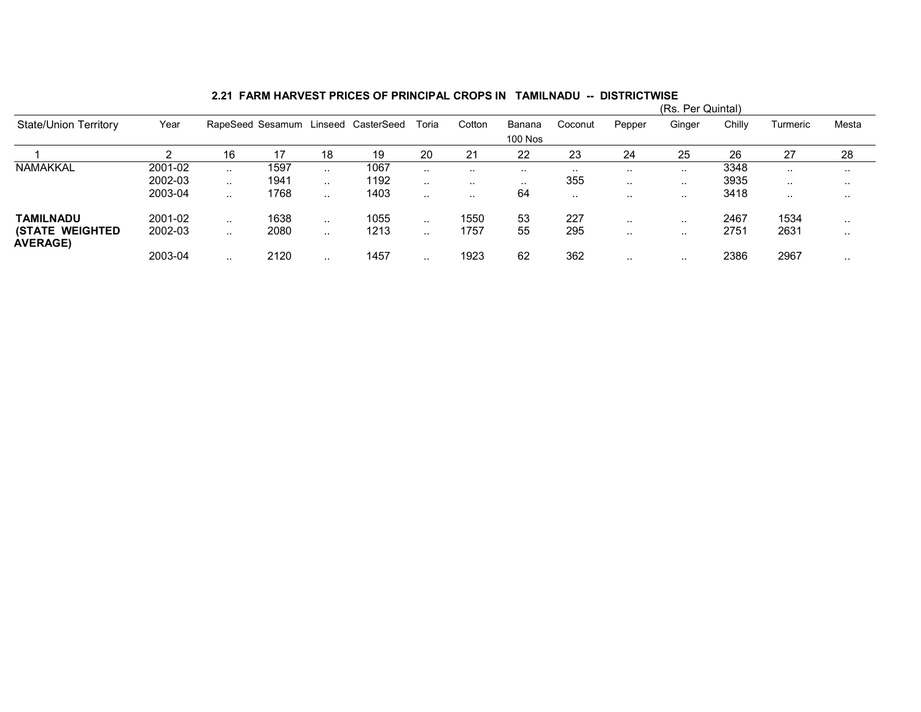### 2.21 FARM HARVEST PRICES OF PRINCIPAL CROPS IN TAMILNADU -- DISTRICTWISE

(Rs. Per Quintal)

| State/Union Territory | Year | RapeSeed | Sesamum | Linseed | CasterSeed | Toria | Cotton | Banana 100 Nos | Coconut | Pepper | Ginger | Chilly | Turmeric | Mesta |
|---|---|---|---|---|---|---|---|---|---|---|---|---|---|---|
| 1 | 2 | 16 | 17 | 18 | 19 | 20 | 21 | 22 | 23 | 24 | 25 | 26 | 27 | 28 |
| NAMAKKAL | 2001-02 | .. | 1597 | .. | 1067 | .. | .. | .. | .. | .. | .. | 3348 | .. | .. |
| | 2002-03 | .. | 1941 | .. | 1192 | .. | .. | .. | 355 | .. | .. | 3935 | .. | .. |
| | 2003-04 | .. | 1768 | .. | 1403 | .. | .. | 64 | .. | .. | .. | 3418 | .. | .. |
| **TAMILNADU** | 2001-02 | .. | 1638 | .. | 1055 | .. | 1550 | 53 | 227 | .. | .. | 2467 | 1534 | .. |
| **(STATE WEIGHTED AVERAGE)** | 2002-03 | .. | 2080 | .. | 1213 | .. | 1757 | 55 | 295 | .. | .. | 2751 | 2631 | .. |
| | 2003-04 | .. | 2120 | .. | 1457 | .. | 1923 | 62 | 362 | .. | .. | 2386 | 2967 | .. |